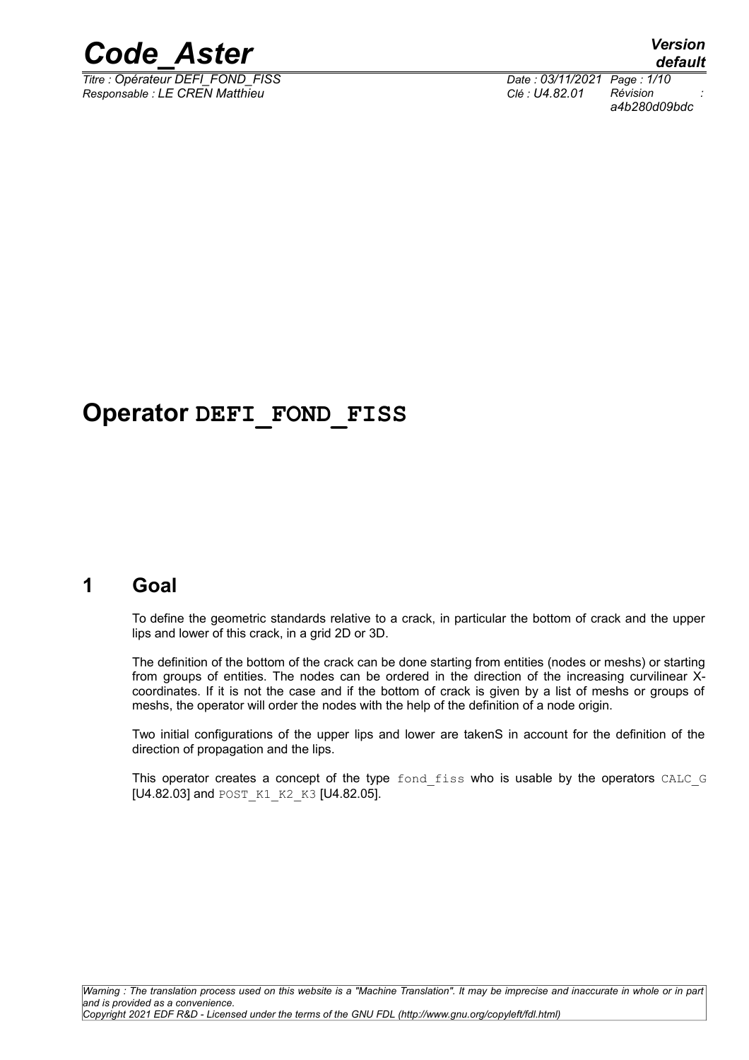# Operator DEFI_FOND_FISS

## 1 Goal

To define the geometric standards relative to a crack, in particular the bottom of crack and the upper lips and lower of this crack, in a grid 2D or 3D.

The definition of the bottom of the crack can be done starting from entities (nodes or meshs) or starting from groups of entities. The nodes can be ordered in the direction of the increasing curvilinear X-coordinates. If it is not the case and if the bottom of crack is given by a list of meshs or groups of meshs, the operator will order the nodes with the help of the definition of a node origin.

Two initial configurations of the upper lips and lower are takenS in account for the definition of the direction of propagation and the lips.

This operator creates a concept of the type fond_fiss who is usable by the operators CALC_G [U4.82.03] and POST_K1_K2_K3 [U4.82.05].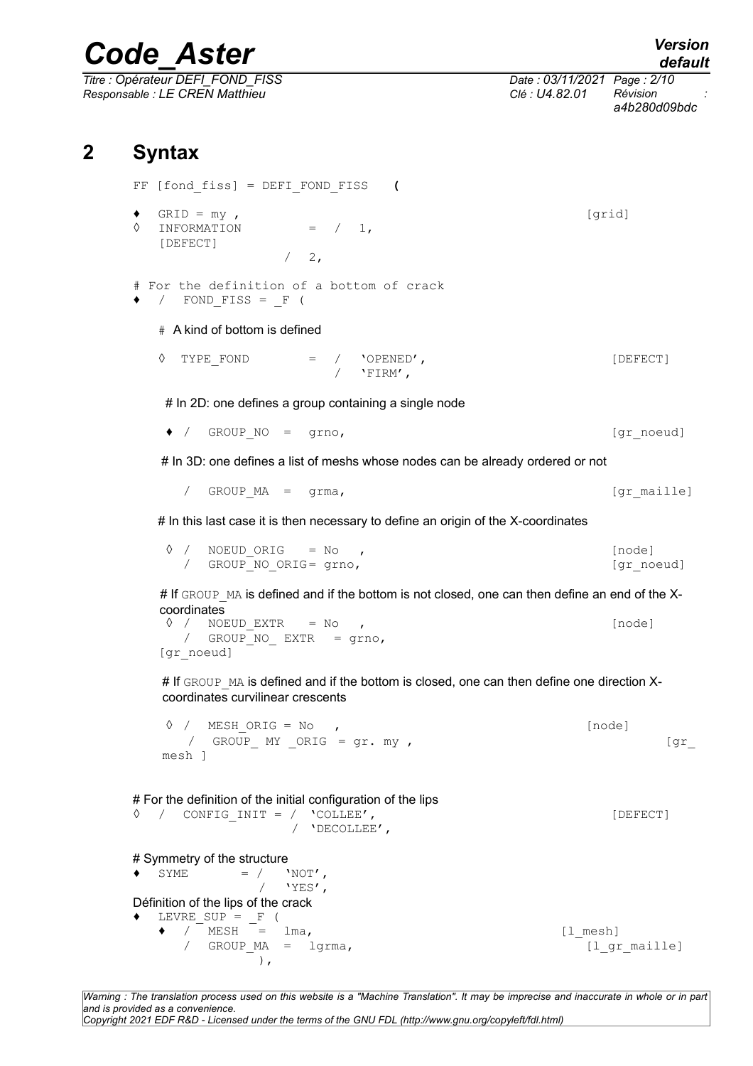# 2 Syntax

```
FF [fond_fiss] = DEFI_FOND_FISS   (

♦  GRID = my ,                                              [grid]
◊  INFORMATION        =  /  1,
   [DEFECT]
                         /  2,

# For the definition of a bottom of crack
♦  /  FOND_FISS = _F (

   # A kind of bottom is defined

   ◊  TYPE_FOND       =  /  'OPENED',                       [DEFECT]
                         /  'FIRM',

   # In 2D: one defines a group containing a single node

    ♦ /  GROUP_NO  =  grno,                                 [gr_noeud]

   # In 3D: one defines a list of meshs whose nodes can be already ordered or not

      /  GROUP_MA  =  grma,                                 [gr_maille]

   # In this last case it is then necessary to define an origin of the X-coordinates

    ◊ /  NOEUD_ORIG    = No   ,                             [node]
      /  GROUP_NO_ORIG= grno,                               [gr_noeud]

   # If GROUP_MA is defined and if the bottom is not closed, one can then define an end of the X-
   coordinates
    ◊ /  NOEUD_EXTR    = No   ,                             [node]
      /  GROUP_NO_ EXTR   = grno,
   [gr_noeud]

   # If GROUP_MA is defined and if the bottom is closed, one can then define one direction X-
   coordinates curvilinear crescents

    ◊ /  MESH_ORIG = No   ,                                 [node]
       /  GROUP_ MY _ORIG  = gr. my ,                               [gr_
   mesh ]


# For the definition of the initial configuration of the lips
◊  /  CONFIG_INIT = /  'COLLEE',                            [DEFECT]
                    /  'DECOLLEE',

# Symmetry of the structure
♦  SYME       = /   'NOT',
                /   'YES',
Définition of the lips of the crack
♦  LEVRE_SUP = _F (
   ♦  /  MESH   =  lma,                                 [l_mesh]
      /  GROUP_MA  =  lgrma,                                [l_gr_maille]
              ),
```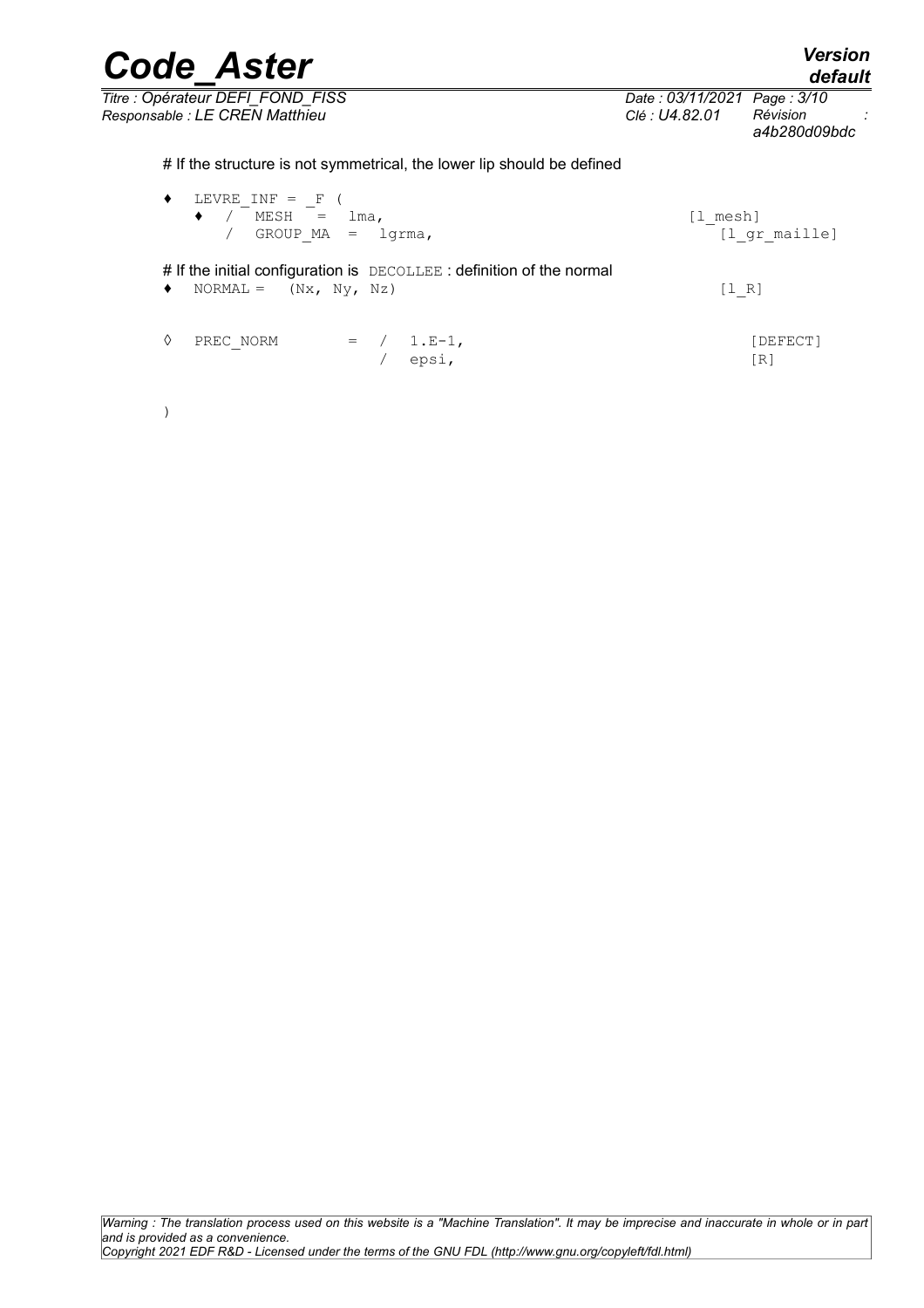# If the structure is not symmetrical, the lower lip should be defined

```
♦  LEVRE_INF = _F (
   ♦  /  MESH   =  lma,                               [l_mesh]
      /  GROUP_MA  =  lgrma,                          [l_gr_maille]
```

# If the initial configuration is DECOLLEE : definition of the normal

```
♦  NORMAL =   (Nx, Ny, Nz)                            [l_R]


◊  PREC_NORM       =  /  1.E-1,                       [DEFECT]
                      /  epsi,                        [R]


)
```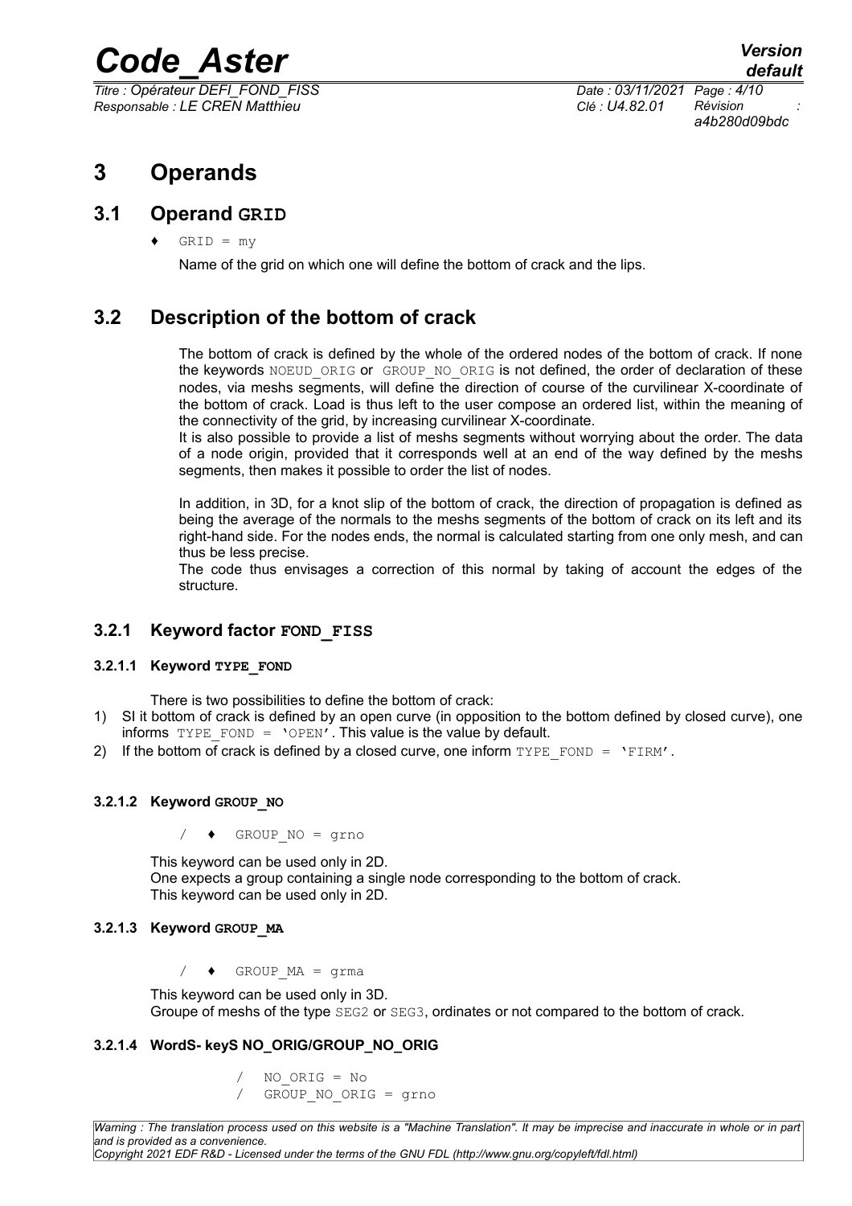# 3 Operands

## 3.1 Operand GRID

♦ `GRID = my`

Name of the grid on which one will define the bottom of crack and the lips.

## 3.2 Description of the bottom of crack

The bottom of crack is defined by the whole of the ordered nodes of the bottom of crack. If none the keywords `NOEUD_ORIG` or `GROUP_NO_ORIG` is not defined, the order of declaration of these nodes, via meshs segments, will define the direction of course of the curvilinear X-coordinate of the bottom of crack. Load is thus left to the user compose an ordered list, within the meaning of the connectivity of the grid, by increasing curvilinear X-coordinate.
It is also possible to provide a list of meshs segments without worrying about the order. The data of a node origin, provided that it corresponds well at an end of the way defined by the meshs segments, then makes it possible to order the list of nodes.

In addition, in 3D, for a knot slip of the bottom of crack, the direction of propagation is defined as being the average of the normals to the meshs segments of the bottom of crack on its left and its right-hand side. For the nodes ends, the normal is calculated starting from one only mesh, and can thus be less precise.
The code thus envisages a correction of this normal by taking of account the edges of the structure.

### 3.2.1 Keyword factor FOND_FISS

#### 3.2.1.1 Keyword TYPE_FOND

There is two possibilities to define the bottom of crack:

1) SI it bottom of crack is defined by an open curve (in opposition to the bottom defined by closed curve), one informs `TYPE_FOND = 'OPEN'`. This value is the value by default.
2) If the bottom of crack is defined by a closed curve, one inform `TYPE_FOND = 'FIRM'`.

#### 3.2.1.2 Keyword GROUP_NO

/ ♦ `GROUP_NO = grno`

This keyword can be used only in 2D.
One expects a group containing a single node corresponding to the bottom of crack.
This keyword can be used only in 2D.

#### 3.2.1.3 Keyword GROUP_MA

/ ♦ `GROUP_MA = grma`

This keyword can be used only in 3D.
Groupe of meshs of the type `SEG2` or `SEG3`, ordinates or not compared to the bottom of crack.

#### 3.2.1.4 WordS- keyS NO_ORIG/GROUP_NO_ORIG

/ `NO_ORIG = No`
/ `GROUP_NO_ORIG = grno`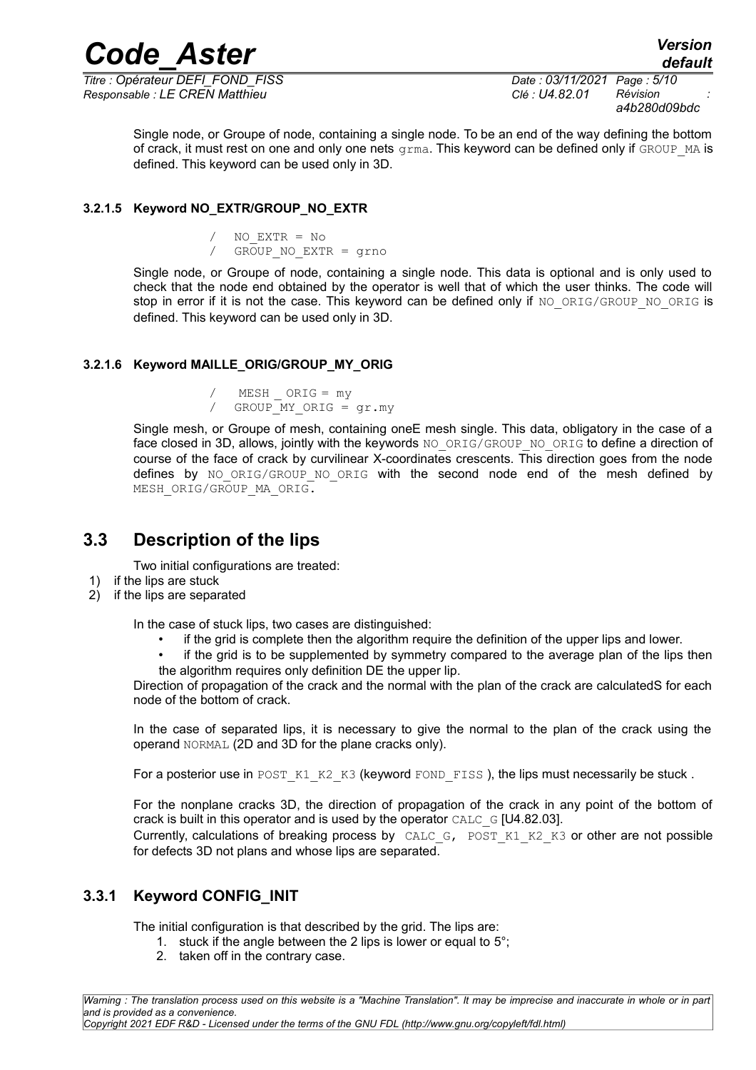Single node, or Groupe of node, containing a single node. To be an end of the way defining the bottom of crack, it must rest on one and only one nets `grma`. This keyword can be defined only if `GROUP_MA` is defined. This keyword can be used only in 3D.

#### 3.2.1.5 Keyword NO_EXTR/GROUP_NO_EXTR

```
/  NO_EXTR = No
/  GROUP_NO_EXTR = grno
```

Single node, or Groupe of node, containing a single node. This data is optional and is only used to check that the node end obtained by the operator is well that of which the user thinks. The code will stop in error if it is not the case. This keyword can be defined only if `NO_ORIG/GROUP_NO_ORIG` is defined. This keyword can be used only in 3D.

#### 3.2.1.6 Keyword MAILLE_ORIG/GROUP_MY_ORIG

```
/   MESH _ ORIG = my
/  GROUP_MY_ORIG = gr.my
```

Single mesh, or Groupe of mesh, containing oneE mesh single. This data, obligatory in the case of a face closed in 3D, allows, jointly with the keywords `NO_ORIG/GROUP_NO_ORIG` to define a direction of course of the face of crack by curvilinear X-coordinates crescents. This direction goes from the node defines by `NO_ORIG/GROUP_NO_ORIG` with the second node end of the mesh defined by `MESH_ORIG/GROUP_MA_ORIG`.

## 3.3 Description of the lips

Two initial configurations are treated:

1) if the lips are stuck
2) if the lips are separated

In the case of stuck lips, two cases are distinguished:

- if the grid is complete then the algorithm require the definition of the upper lips and lower.
- if the grid is to be supplemented by symmetry compared to the average plan of the lips then the algorithm requires only definition DE the upper lip.

Direction of propagation of the crack and the normal with the plan of the crack are calculatedS for each node of the bottom of crack.

In the case of separated lips, it is necessary to give the normal to the plan of the crack using the operand `NORMAL` (2D and 3D for the plane cracks only).

For a posterior use in `POST_K1_K2_K3` (keyword `FOND_FISS` ), the lips must necessarily be stuck .

For the nonplane cracks 3D, the direction of propagation of the crack in any point of the bottom of crack is built in this operator and is used by the operator `CALC_G` [U4.82.03].

Currently, calculations of breaking process by `CALC_G`, `POST_K1_K2_K3` or other are not possible for defects 3D not plans and whose lips are separated.

### 3.3.1 Keyword CONFIG_INIT

The initial configuration is that described by the grid. The lips are:

1. stuck if the angle between the 2 lips is lower or equal to 5°;
2. taken off in the contrary case.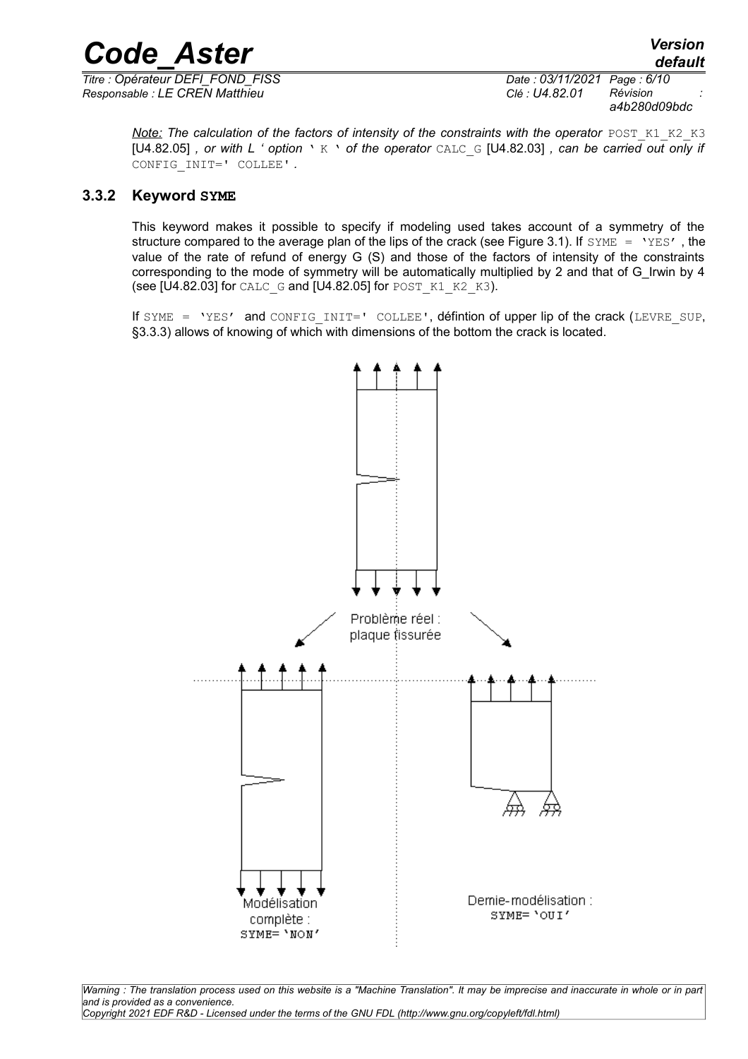*Note: The calculation of the factors of intensity of the constraints with the operator* POST_K1_K2_K3 [U4.82.05] *, or with L ' option* ' K ' *of the operator* CALC_G [U4.82.03] *, can be carried out only if* CONFIG_INIT=' COLLEE' .

### 3.3.2 Keyword SYME

This keyword makes it possible to specify if modeling used takes account of a symmetry of the structure compared to the average plan of the lips of the crack (see Figure 3.1). If SYME = 'YES' , the value of the rate of refund of energy G (S) and those of the factors of intensity of the constraints corresponding to the mode of symmetry will be automatically multiplied by 2 and that of G_Irwin by 4 (see [U4.82.03] for CALC_G and [U4.82.05] for POST_K1_K2_K3).

If SYME = 'YES' and CONFIG_INIT=' COLLEE', défintion of upper lip of the crack (LEVRE_SUP, §3.3.3) allows of knowing of which with dimensions of the bottom the crack is located.

Problème réel : plaque fissurée

Modélisation complète : SYME= 'NON'

Demie-modélisation : SYME= 'OUI'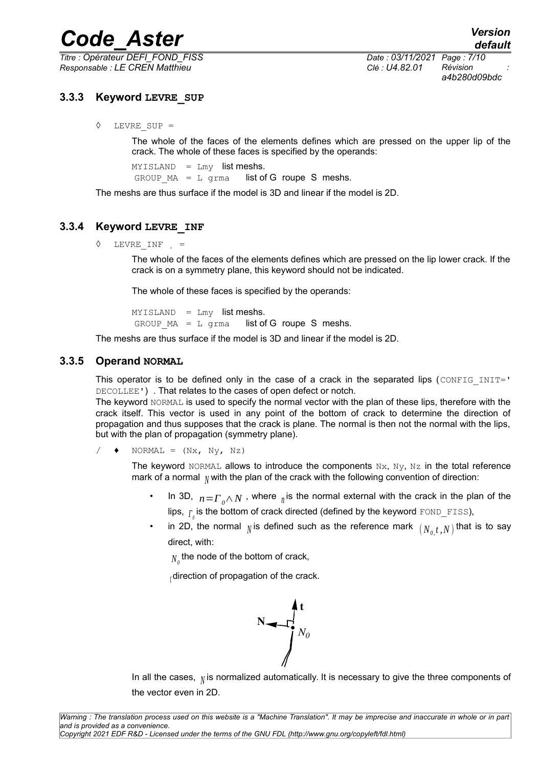### 3.3.3 Keyword LEVRE_SUP

◊ LEVRE_SUP =

The whole of the faces of the elements defines which are pressed on the upper lip of the crack. The whole of these faces is specified by the operands:

MYISLAND = Lmy list meshs.
GROUP_MA = L grma list of G roupe S meshs.

The meshs are thus surface if the model is 3D and linear if the model is 2D.

### 3.3.4 Keyword LEVRE_INF

◊ LEVRE_INF . =

The whole of the faces of the elements defines which are pressed on the lip lower crack. If the crack is on a symmetry plane, this keyword should not be indicated.

The whole of these faces is specified by the operands:

MYISLAND = Lmy list meshs.
GROUP_MA = L grma list of G roupe S meshs.

The meshs are thus surface if the model is 3D and linear if the model is 2D.

### 3.3.5 Operand NORMAL

This operator is to be defined only in the case of a crack in the separated lips (CONFIG_INIT=' DECOLLEE') . That relates to the cases of open defect or notch.

The keyword NORMAL is used to specify the normal vector with the plan of these lips, therefore with the crack itself. This vector is used in any point of the bottom of crack to determine the direction of propagation and thus supposes that the crack is plane. The normal is then not the normal with the lips, but with the plan of propagation (symmetry plane).

/ ♦ NORMAL = (Nx, Ny, Nz)

The keyword NORMAL allows to introduce the components Nx, Ny, Nz in the total reference mark of a normal $N$ with the plan of the crack with the following convention of direction:

- In 3D, $n=\Gamma_0 \wedge N$ , where $n$ is the normal external with the crack in the plan of the lips, $\Gamma_0$ is the bottom of crack directed (defined by the keyword FOND_FISS),
- in 2D, the normal $N$ is defined such as the reference mark $(N_0, t, N)$ that is to say direct, with:

  $N_0$ the node of the bottom of crack,

  $t$ direction of propagation of the crack.

In all the cases, $N$ is normalized automatically. It is necessary to give the three components of the vector even in 2D.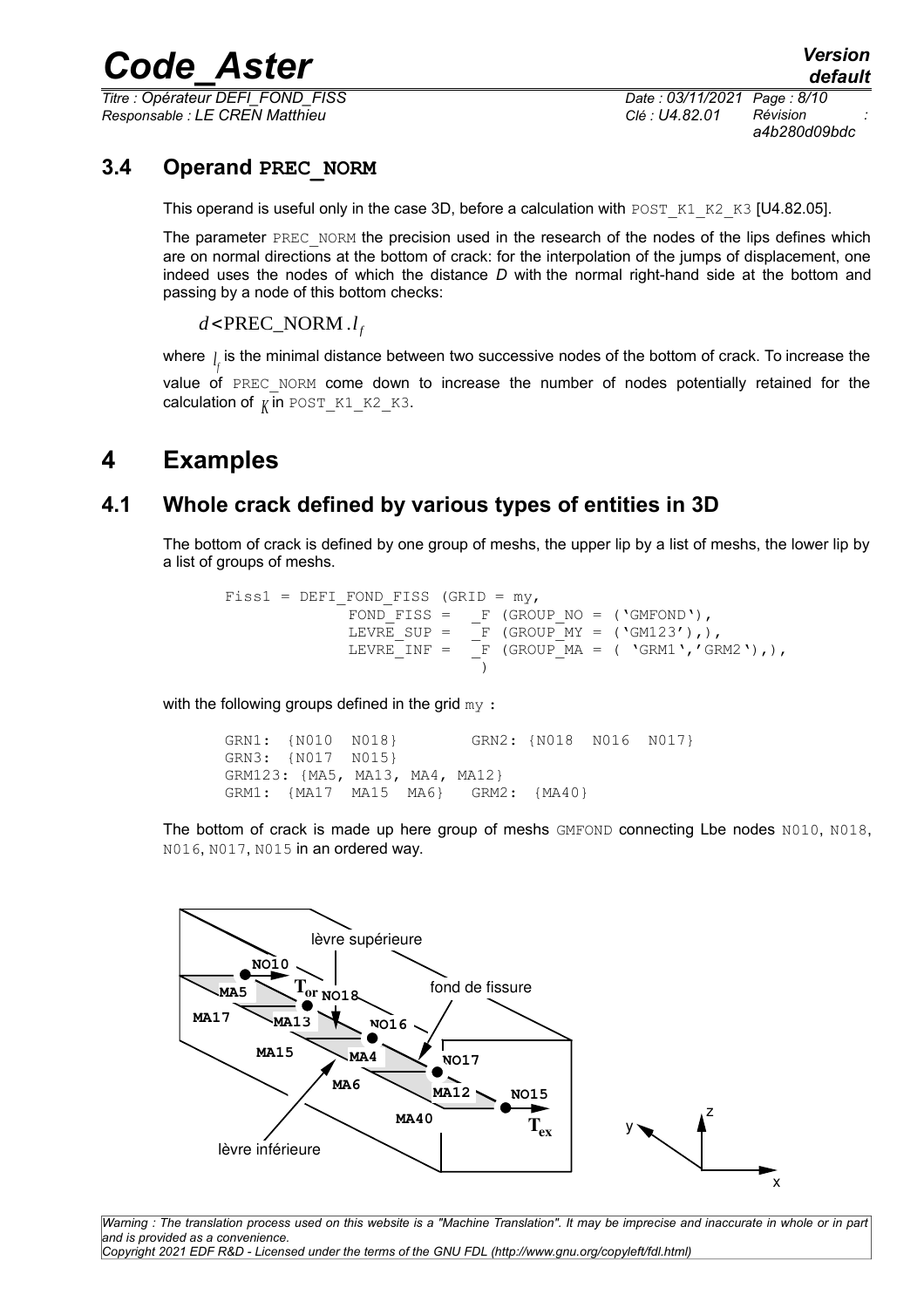## 3.4 Operand PREC_NORM

This operand is useful only in the case 3D, before a calculation with POST_K1_K2_K3 [U4.82.05].

The parameter PREC_NORM the precision used in the research of the nodes of the lips defines which are on normal directions at the bottom of crack: for the interpolation of the jumps of displacement, one indeed uses the nodes of which the distance *D* with the normal right-hand side at the bottom and passing by a node of this bottom checks:

$$d < \text{PREC\_NORM} . l_f$$

where $l_f$ is the minimal distance between two successive nodes of the bottom of crack. To increase the value of PREC_NORM come down to increase the number of nodes potentially retained for the calculation of $K$ in POST_K1_K2_K3.

# 4 Examples

## 4.1 Whole crack defined by various types of entities in 3D

The bottom of crack is defined by one group of meshs, the upper lip by a list of meshs, the lower lip by a list of groups of meshs.

```
Fiss1 = DEFI_FOND_FISS (GRID = my,
            FOND_FISS =  _F (GROUP_NO = ('GMFOND'),
            LEVRE_SUP =  _F (GROUP_MY = ('GM123'),),
            LEVRE_INF =  _F (GROUP_MA = ( 'GRM1','GRM2'),),
                         )
```

with the following groups defined in the grid my :

```
GRN1: {N010  N018}        GRN2: {N018  N016  N017}
GRN3: {N017  N015}
GRM123: {MA5, MA13, MA4, MA12}
GRM1: {MA17  MA15  MA6}   GRM2: {MA40}
```

The bottom of crack is made up here group of meshs GMFOND connecting Lbe nodes N010, N018, N016, N017, N015 in an ordered way.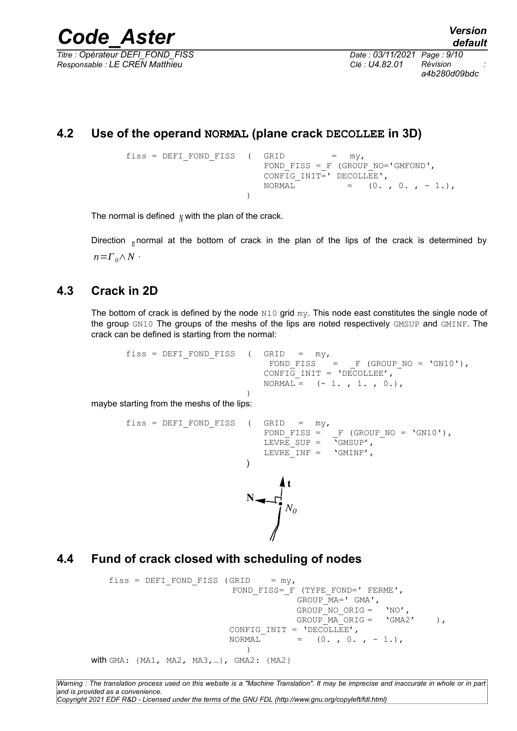## 4.2 Use of the operand NORMAL (plane crack DECOLLEE in 3D)

```
fiss = DEFI_FOND_FISS  (  GRID          =   my,
                          FOND_FISS =_F (GROUP_NO='GMFOND',
                          CONFIG_INIT=' DECOLLEE',
                          NORMAL          =   (0. , 0. , - 1.),
                       )
```

The normal is defined $N$ with the plan of the crack.

Direction $n$ normal at the bottom of crack in the plan of the lips of the crack is determined by $n=\Gamma_0 \wedge N$ ·

## 4.3 Crack in 2D

The bottom of crack is defined by the node N10 grid my. This node east constitutes the single node of the group GN10 The groups of the meshs of the lips are noted respectively GMSUP and GMINF. The crack can be defined is starting from the normal:

```
fiss = DEFI_FOND_FISS  (  GRID   =   my,
                           FOND_FISS    =   _F (GROUP_NO = 'GN10'),
                          CONFIG_INIT = 'DECOLLEE',
                          NORMAL =   (- 1. , 1. , 0.),
                       )
```

maybe starting from the meshs of the lips:

```
fiss = DEFI_FOND_FISS  (  GRID   =   my,
                          FOND_FISS =   _F (GROUP_NO = 'GN10'),
                          LEVRE_SUP =   'GMSUP',
                          LEVRE_INF =   'GMINF',
                       )
```

## 4.4 Fund of crack closed with scheduling of nodes

```
fiss = DEFI_FOND_FISS (GRID     = my,
                        FOND_FISS=_F (TYPE_FOND=' FERME',
                                  GROUP_MA=' GMA',
                                  GROUP_NO_ORIG =   'NO',
                                  GROUP_MA_ORIG =   'GMA2'     ),
                       CONFIG_INIT = 'DECOLLEE',
                       NORMAL       =   (0. , 0. , - 1.),
                          )
```

with GMA: {MA1, MA2, MA3,…}, GMA2: {MA2}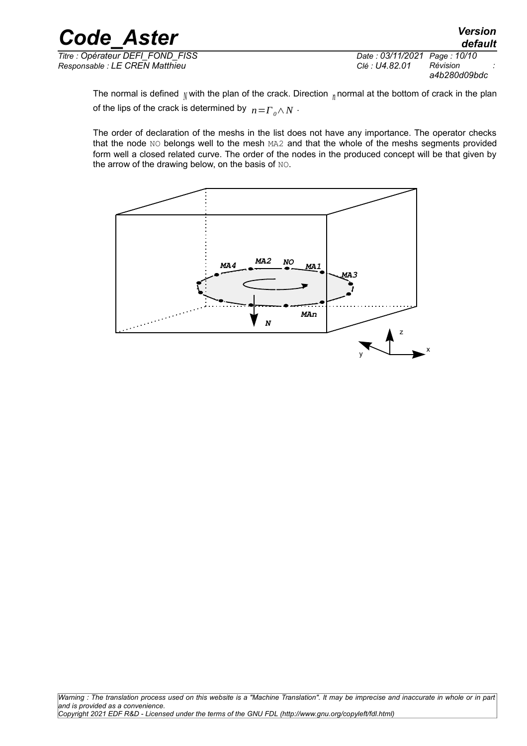The normal is defined $N$ with the plan of the crack. Direction $n$ normal at the bottom of crack in the plan of the lips of the crack is determined by $n=\Gamma_0 \wedge N$ ·

The order of declaration of the meshs in the list does not have any importance. The operator checks that the node NO belongs well to the mesh MA2 and that the whole of the meshs segments provided form well a closed related curve. The order of the nodes in the produced concept will be that given by the arrow of the drawing below, on the basis of NO.

MA4
MA2
NO
MA1
MA3
MAn
N
z
y
x

*Warning : The translation process used on this website is a "Machine Translation". It may be imprecise and inaccurate in whole or in part and is provided as a convenience.*
*Copyright 2021 EDF R&D - Licensed under the terms of the GNU FDL (http://www.gnu.org/copyleft/fdl.html)*